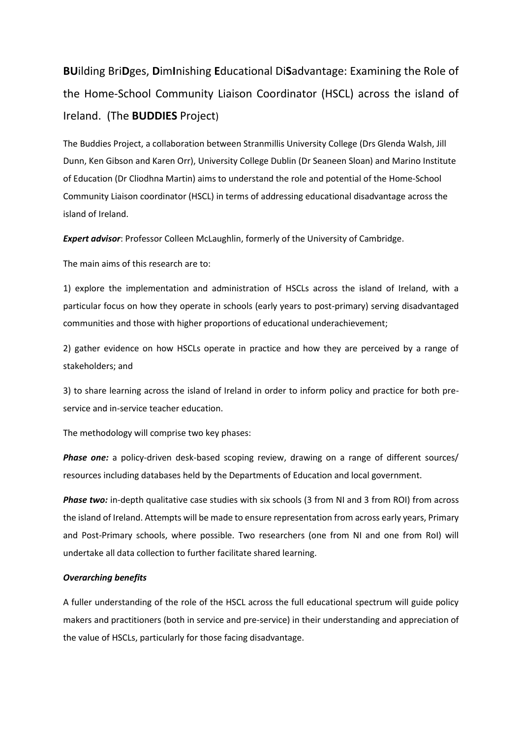# **BU**ilding Bri**D**ges, **D**im**I**nishing **E**ducational Di**S**advantage: Examining the Role of the Home-School Community Liaison Coordinator (HSCL) across the island of Ireland. (The **BUDDIES** Project)

The Buddies Project, a collaboration between Stranmillis University College (Drs Glenda Walsh, Jill Dunn, Ken Gibson and Karen Orr), University College Dublin (Dr Seaneen Sloan) and Marino Institute of Education (Dr Cliodhna Martin) aims to understand the role and potential of the Home-School Community Liaison coordinator (HSCL) in terms of addressing educational disadvantage across the island of Ireland.

***Expert advisor***: Professor Colleen McLaughlin, formerly of the University of Cambridge.

The main aims of this research are to:

1) explore the implementation and administration of HSCLs across the island of Ireland, with a particular focus on how they operate in schools (early years to post-primary) serving disadvantaged communities and those with higher proportions of educational underachievement;

2) gather evidence on how HSCLs operate in practice and how they are perceived by a range of stakeholders; and

3) to share learning across the island of Ireland in order to inform policy and practice for both pre-service and in-service teacher education.

The methodology will comprise two key phases:

***Phase one:*** a policy-driven desk-based scoping review, drawing on a range of different sources/ resources including databases held by the Departments of Education and local government.

***Phase two:*** in-depth qualitative case studies with six schools (3 from NI and 3 from ROI) from across the island of Ireland. Attempts will be made to ensure representation from across early years, Primary and Post-Primary schools, where possible. Two researchers (one from NI and one from RoI) will undertake all data collection to further facilitate shared learning.

***Overarching benefits***

A fuller understanding of the role of the HSCL across the full educational spectrum will guide policy makers and practitioners (both in service and pre-service) in their understanding and appreciation of the value of HSCLs, particularly for those facing disadvantage.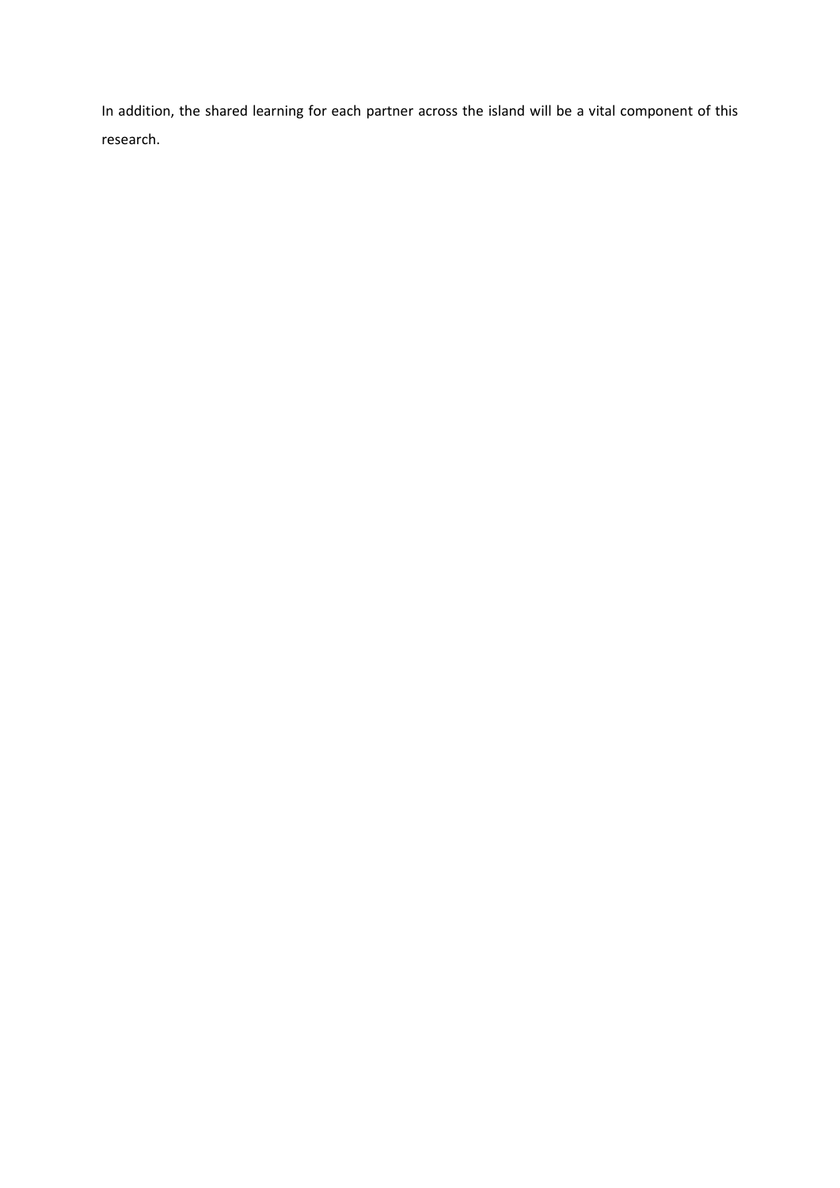In addition, the shared learning for each partner across the island will be a vital component of this research.